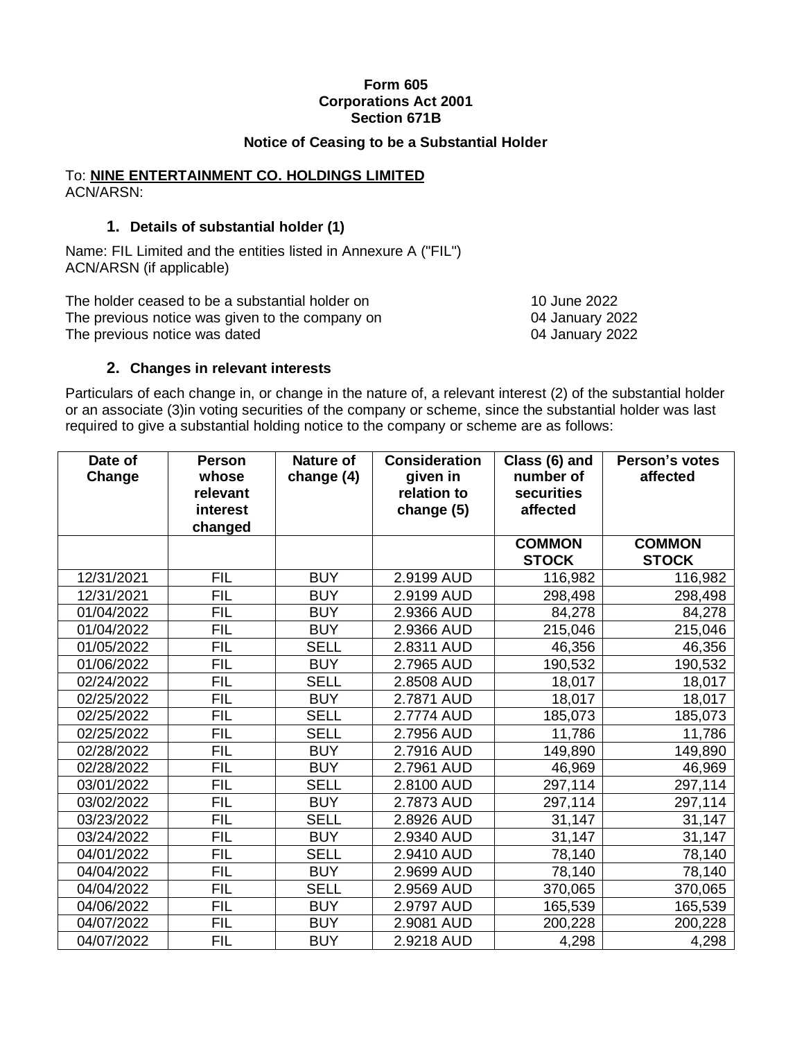**Form 605**
**Corporations Act 2001**
**Section 671B**

### Notice of Ceasing to be a Substantial Holder

To: **NINE ENTERTAINMENT CO. HOLDINGS LIMITED**
ACN/ARSN:

#### 1. Details of substantial holder (1)

Name: FIL Limited and the entities listed in Annexure A ("FIL")
ACN/ARSN (if applicable)

| | |
|---|---|
| The holder ceased to be a substantial holder on | 10 June 2022 |
| The previous notice was given to the company on | 04 January 2022 |
| The previous notice was dated | 04 January 2022 |

#### 2. Changes in relevant interests

Particulars of each change in, or change in the nature of, a relevant interest (2) of the substantial holder or an associate (3)in voting securities of the company or scheme, since the substantial holder was last required to give a substantial holding notice to the company or scheme are as follows:

| Date of Change | Person whose relevant interest changed | Nature of change (4) | Consideration given in relation to change (5) | Class (6) and number of securities affected | Person's votes affected |
|---|---|---|---|---|---|
| | | | | **COMMON STOCK** | **COMMON STOCK** |
| 12/31/2021 | FIL | BUY | 2.9199 AUD | 116,982 | 116,982 |
| 12/31/2021 | FIL | BUY | 2.9199 AUD | 298,498 | 298,498 |
| 01/04/2022 | FIL | BUY | 2.9366 AUD | 84,278 | 84,278 |
| 01/04/2022 | FIL | BUY | 2.9366 AUD | 215,046 | 215,046 |
| 01/05/2022 | FIL | SELL | 2.8311 AUD | 46,356 | 46,356 |
| 01/06/2022 | FIL | BUY | 2.7965 AUD | 190,532 | 190,532 |
| 02/24/2022 | FIL | SELL | 2.8508 AUD | 18,017 | 18,017 |
| 02/25/2022 | FIL | BUY | 2.7871 AUD | 18,017 | 18,017 |
| 02/25/2022 | FIL | SELL | 2.7774 AUD | 185,073 | 185,073 |
| 02/25/2022 | FIL | SELL | 2.7956 AUD | 11,786 | 11,786 |
| 02/28/2022 | FIL | BUY | 2.7916 AUD | 149,890 | 149,890 |
| 02/28/2022 | FIL | BUY | 2.7961 AUD | 46,969 | 46,969 |
| 03/01/2022 | FIL | SELL | 2.8100 AUD | 297,114 | 297,114 |
| 03/02/2022 | FIL | BUY | 2.7873 AUD | 297,114 | 297,114 |
| 03/23/2022 | FIL | SELL | 2.8926 AUD | 31,147 | 31,147 |
| 03/24/2022 | FIL | BUY | 2.9340 AUD | 31,147 | 31,147 |
| 04/01/2022 | FIL | SELL | 2.9410 AUD | 78,140 | 78,140 |
| 04/04/2022 | FIL | BUY | 2.9699 AUD | 78,140 | 78,140 |
| 04/04/2022 | FIL | SELL | 2.9569 AUD | 370,065 | 370,065 |
| 04/06/2022 | FIL | BUY | 2.9797 AUD | 165,539 | 165,539 |
| 04/07/2022 | FIL | BUY | 2.9081 AUD | 200,228 | 200,228 |
| 04/07/2022 | FIL | BUY | 2.9218 AUD | 4,298 | 4,298 |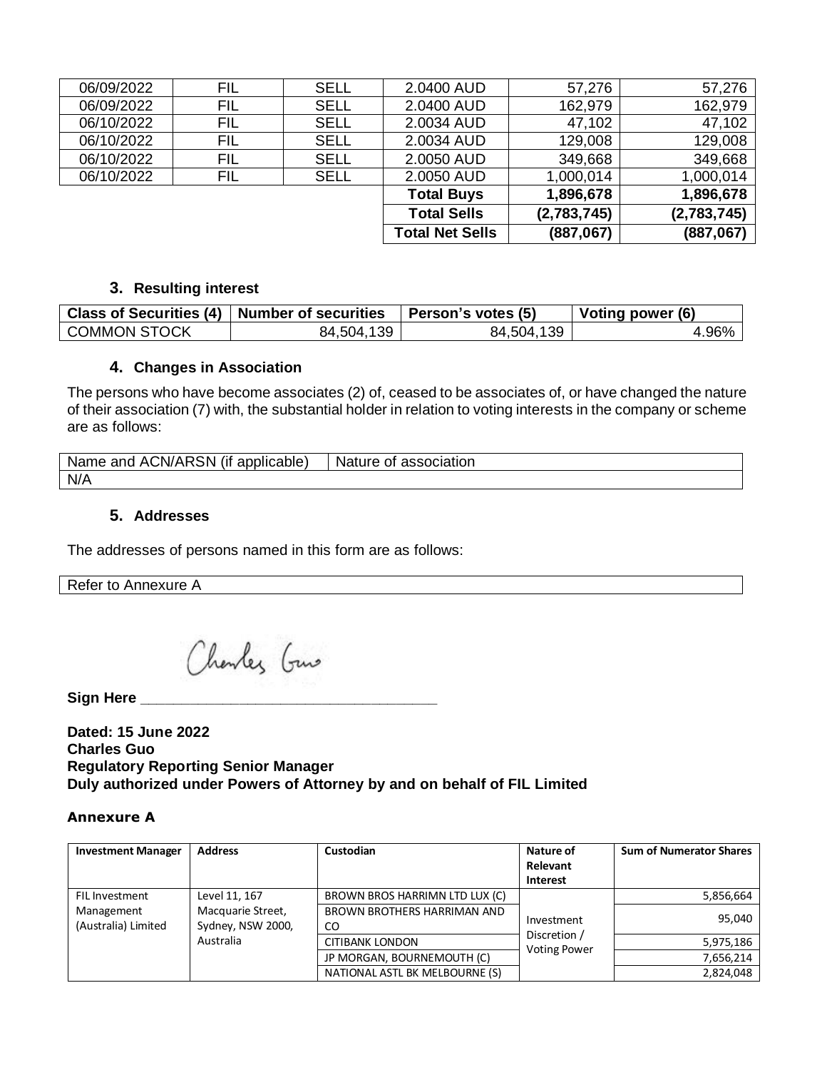| 06/09/2022 | FIL | SELL | 2.0400 AUD | 57,276 | 57,276 |
|---|---|---|---|---|---|
| 06/09/2022 | FIL | SELL | 2.0400 AUD | 162,979 | 162,979 |
| 06/10/2022 | FIL | SELL | 2.0034 AUD | 47,102 | 47,102 |
| 06/10/2022 | FIL | SELL | 2.0034 AUD | 129,008 | 129,008 |
| 06/10/2022 | FIL | SELL | 2.0050 AUD | 349,668 | 349,668 |
| 06/10/2022 | FIL | SELL | 2.0050 AUD | 1,000,014 | 1,000,014 |
| | | | **Total Buys** | **1,896,678** | **1,896,678** |
| | | | **Total Sells** | **(2,783,745)** | **(2,783,745)** |
| | | | **Total Net Sells** | **(887,067)** | **(887,067)** |

### 3. Resulting interest

| Class of Securities (4) | Number of securities | Person's votes (5) | Voting power (6) |
|---|---|---|---|
| COMMON STOCK | 84,504,139 | 84,504,139 | 4.96% |

### 4. Changes in Association

The persons who have become associates (2) of, ceased to be associates of, or have changed the nature of their association (7) with, the substantial holder in relation to voting interests in the company or scheme are as follows:

| Name and ACN/ARSN (if applicable) | Nature of association |
|---|---|
| N/A | |

### 5. Addresses

The addresses of persons named in this form are as follows:

| Refer to Annexure A |
|---|

**Sign Here** ___________________________________

**Dated: 15 June 2022**
**Charles Guo**
**Regulatory Reporting Senior Manager**
**Duly authorized under Powers of Attorney by and on behalf of FIL Limited**

**Annexure A**

| Investment Manager | Address | Custodian | Nature of Relevant Interest | Sum of Numerator Shares |
|---|---|---|---|---|
| FIL Investment Management (Australia) Limited | Level 11, 167 Macquarie Street, Sydney, NSW 2000, Australia | BROWN BROS HARRIMN LTD LUX (C) | Investment Discretion / Voting Power | 5,856,664 |
| | | BROWN BROTHERS HARRIMAN AND CO | | 95,040 |
| | | CITIBANK LONDON | | 5,975,186 |
| | | JP MORGAN, BOURNEMOUTH (C) | | 7,656,214 |
| | | NATIONAL ASTL BK MELBOURNE (S) | | 2,824,048 |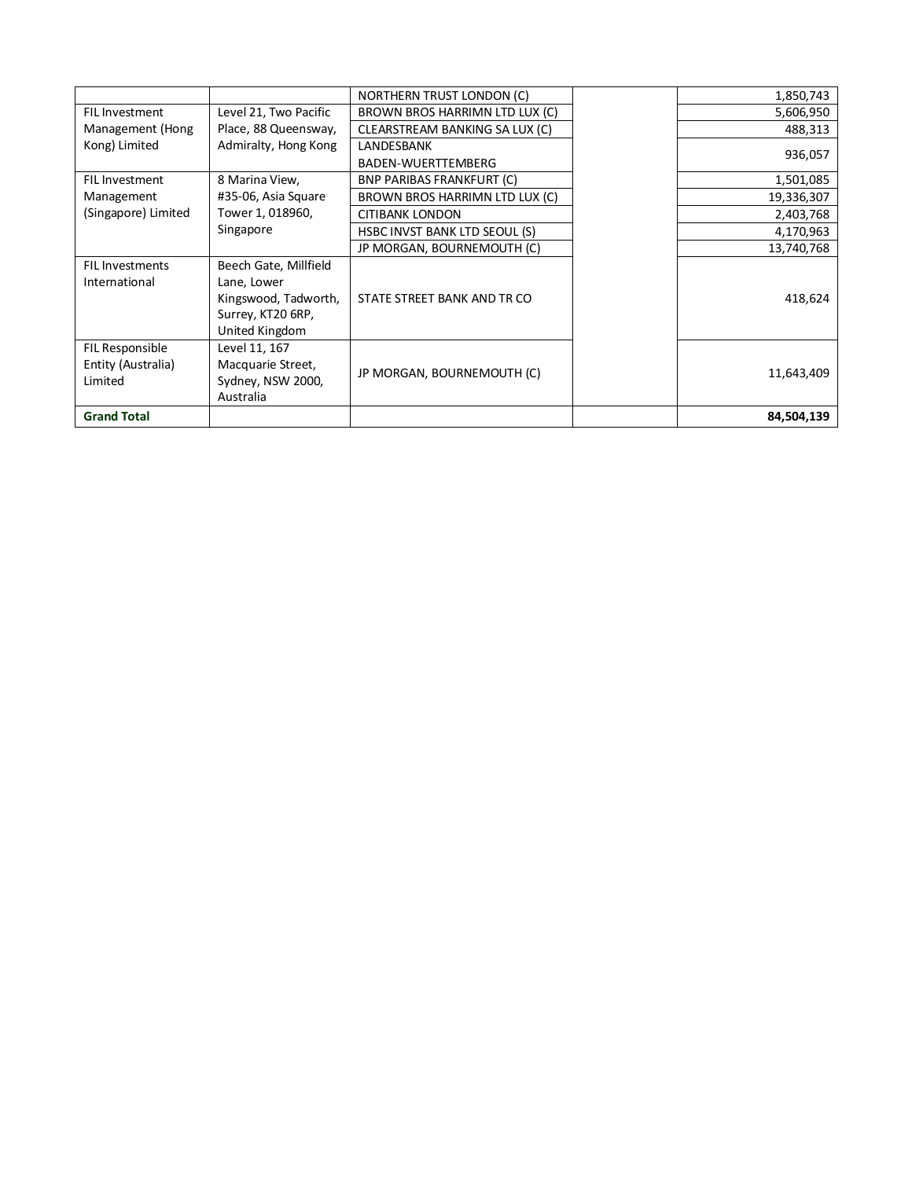| | | | | |
|---|---|---|---|---|
| | | NORTHERN TRUST LONDON (C) | | 1,850,743 |
| FIL Investment Management (Hong Kong) Limited | Level 21, Two Pacific Place, 88 Queensway, Admiralty, Hong Kong | BROWN BROS HARRIMN LTD LUX (C) | | 5,606,950 |
| | | CLEARSTREAM BANKING SA LUX (C) | | 488,313 |
| | | LANDESBANK BADEN-WUERTTEMBERG | | 936,057 |
| FIL Investment Management (Singapore) Limited | 8 Marina View, #35-06, Asia Square Tower 1, 018960, Singapore | BNP PARIBAS FRANKFURT (C) | | 1,501,085 |
| | | BROWN BROS HARRIMN LTD LUX (C) | | 19,336,307 |
| | | CITIBANK LONDON | | 2,403,768 |
| | | HSBC INVST BANK LTD SEOUL (S) | | 4,170,963 |
| | | JP MORGAN, BOURNEMOUTH (C) | | 13,740,768 |
| FIL Investments International | Beech Gate, Millfield Lane, Lower Kingswood, Tadworth, Surrey, KT20 6RP, United Kingdom | STATE STREET BANK AND TR CO | | 418,624 |
| FIL Responsible Entity (Australia) Limited | Level 11, 167 Macquarie Street, Sydney, NSW 2000, Australia | JP MORGAN, BOURNEMOUTH (C) | | 11,643,409 |
| **Grand Total** | | | | **84,504,139** |